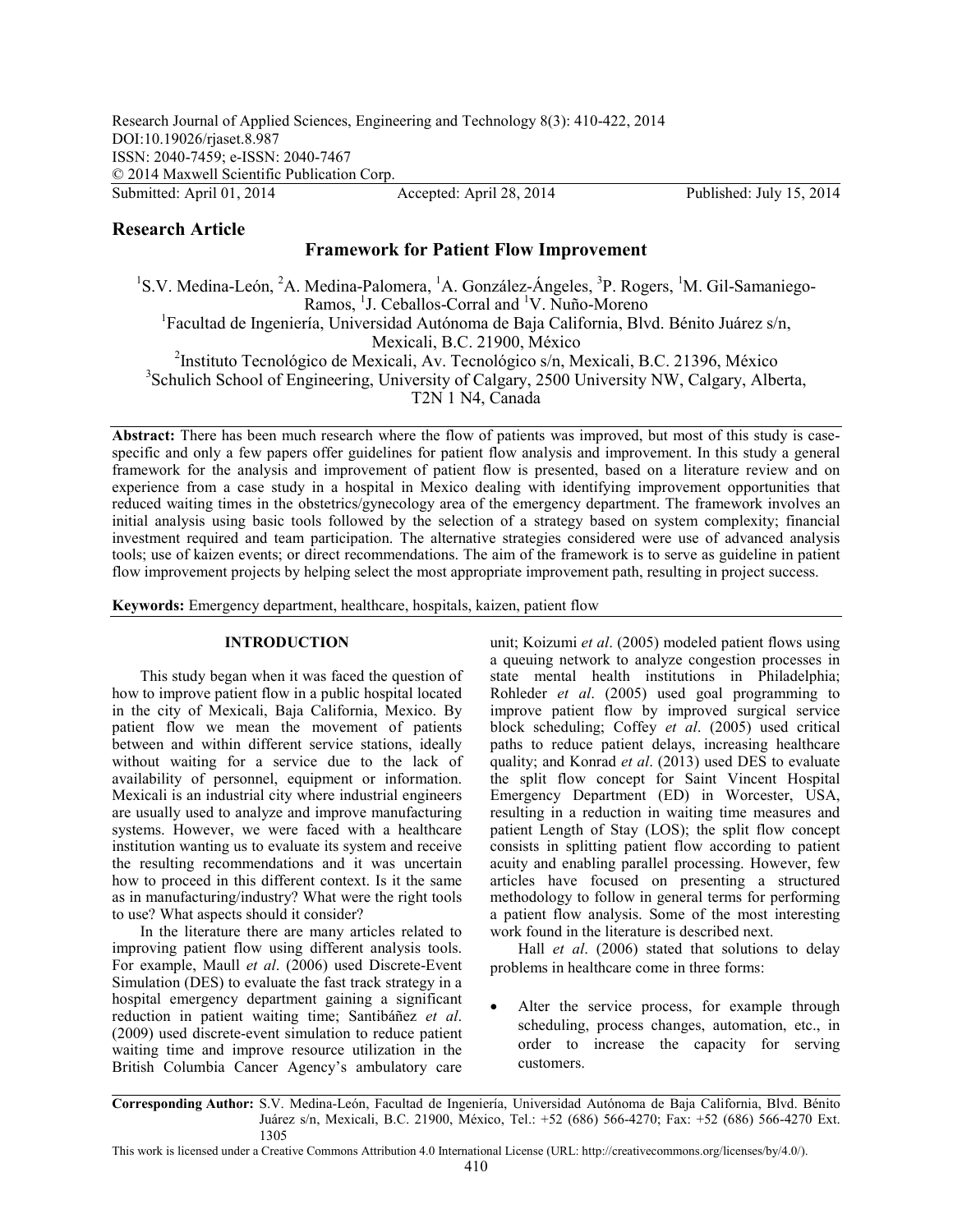Research Journal of Applied Sciences, Engineering and Technology 8(3): 410-422, 2014
DOI:10.19026/rjaset.8.987
ISSN: 2040-7459; e-ISSN: 2040-7467
© 2014 Maxwell Scientific Publication Corp.
Submitted: April 01, 2014 Accepted: April 28, 2014 Published: July 15, 2014

## Research Article

# Framework for Patient Flow Improvement

[1]S.V. Medina-León, [2]A. Medina-Palomera, [1]A. González-Ángeles, [3]P. Rogers, [1]M. Gil-Samaniego-Ramos, [1]J. Ceballos-Corral and [1]V. Nuño-Moreno

[1]Facultad de Ingeniería, Universidad Autónoma de Baja California, Blvd. Bénito Juárez s/n, Mexicali, B.C. 21900, México

[2]Instituto Tecnológico de Mexicali, Av. Tecnológico s/n, Mexicali, B.C. 21396, México

[3]Schulich School of Engineering, University of Calgary, 2500 University NW, Calgary, Alberta, T2N 1 N4, Canada

**Abstract:** There has been much research where the flow of patients was improved, but most of this study is case-specific and only a few papers offer guidelines for patient flow analysis and improvement. In this study a general framework for the analysis and improvement of patient flow is presented, based on a literature review and on experience from a case study in a hospital in Mexico dealing with identifying improvement opportunities that reduced waiting times in the obstetrics/gynecology area of the emergency department. The framework involves an initial analysis using basic tools followed by the selection of a strategy based on system complexity; financial investment required and team participation. The alternative strategies considered were use of advanced analysis tools; use of kaizen events; or direct recommendations. The aim of the framework is to serve as guideline in patient flow improvement projects by helping select the most appropriate improvement path, resulting in project success.

**Keywords:** Emergency department, healthcare, hospitals, kaizen, patient flow

## INTRODUCTION

This study began when it was faced the question of how to improve patient flow in a public hospital located in the city of Mexicali, Baja California, Mexico. By patient flow we mean the movement of patients between and within different service stations, ideally without waiting for a service due to the lack of availability of personnel, equipment or information. Mexicali is an industrial city where industrial engineers are usually used to analyze and improve manufacturing systems. However, we were faced with a healthcare institution wanting us to evaluate its system and receive the resulting recommendations and it was uncertain how to proceed in this different context. Is it the same as in manufacturing/industry? What were the right tools to use? What aspects should it consider?

In the literature there are many articles related to improving patient flow using different analysis tools. For example, Maull *et al*. (2006) used Discrete-Event Simulation (DES) to evaluate the fast track strategy in a hospital emergency department gaining a significant reduction in patient waiting time; Santibáñez *et al*. (2009) used discrete-event simulation to reduce patient waiting time and improve resource utilization in the British Columbia Cancer Agency's ambulatory care unit; Koizumi *et al*. (2005) modeled patient flows using a queuing network to analyze congestion processes in state mental health institutions in Philadelphia; Rohleder *et al*. (2005) used goal programming to improve patient flow by improved surgical service block scheduling; Coffey *et al*. (2005) used critical paths to reduce patient delays, increasing healthcare quality; and Konrad *et al*. (2013) used DES to evaluate the split flow concept for Saint Vincent Hospital Emergency Department (ED) in Worcester, USA, resulting in a reduction in waiting time measures and patient Length of Stay (LOS); the split flow concept consists in splitting patient flow according to patient acuity and enabling parallel processing. However, few articles have focused on presenting a structured methodology to follow in general terms for performing a patient flow analysis. Some of the most interesting work found in the literature is described next.

Hall *et al*. (2006) stated that solutions to delay problems in healthcare come in three forms:

- Alter the service process, for example through scheduling, process changes, automation, etc., in order to increase the capacity for serving customers.

**Corresponding Author:** S.V. Medina-León, Facultad de Ingeniería, Universidad Autónoma de Baja California, Blvd. Bénito Juárez s/n, Mexicali, B.C. 21900, México, Tel.: +52 (686) 566-4270; Fax: +52 (686) 566-4270 Ext. 1305

This work is licensed under a Creative Commons Attribution 4.0 International License (URL: http://creativecommons.org/licenses/by/4.0/).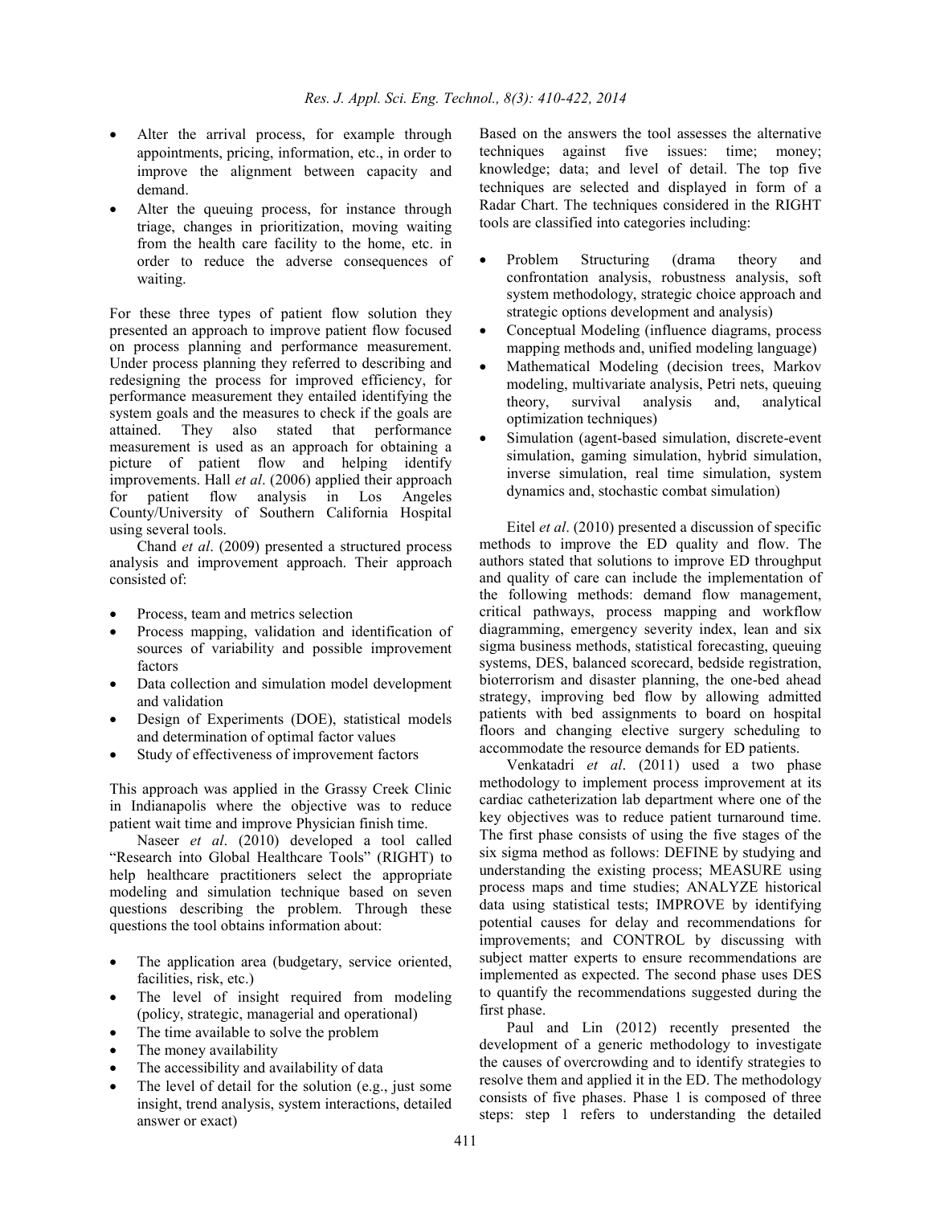- Alter the arrival process, for example through appointments, pricing, information, etc., in order to improve the alignment between capacity and demand.
- Alter the queuing process, for instance through triage, changes in prioritization, moving waiting from the health care facility to the home, etc. in order to reduce the adverse consequences of waiting.

For these three types of patient flow solution they presented an approach to improve patient flow focused on process planning and performance measurement. Under process planning they referred to describing and redesigning the process for improved efficiency, for performance measurement they entailed identifying the system goals and the measures to check if the goals are attained. They also stated that performance measurement is used as an approach for obtaining a picture of patient flow and helping identify improvements. Hall *et al*. (2006) applied their approach for patient flow analysis in Los Angeles County/University of Southern California Hospital using several tools.

Chand *et al*. (2009) presented a structured process analysis and improvement approach. Their approach consisted of:

- Process, team and metrics selection
- Process mapping, validation and identification of sources of variability and possible improvement factors
- Data collection and simulation model development and validation
- Design of Experiments (DOE), statistical models and determination of optimal factor values
- Study of effectiveness of improvement factors

This approach was applied in the Grassy Creek Clinic in Indianapolis where the objective was to reduce patient wait time and improve Physician finish time.

Naseer *et al*. (2010) developed a tool called "Research into Global Healthcare Tools" (RIGHT) to help healthcare practitioners select the appropriate modeling and simulation technique based on seven questions describing the problem. Through these questions the tool obtains information about:

- The application area (budgetary, service oriented, facilities, risk, etc.)
- The level of insight required from modeling (policy, strategic, managerial and operational)
- The time available to solve the problem
- The money availability
- The accessibility and availability of data
- The level of detail for the solution (e.g., just some insight, trend analysis, system interactions, detailed answer or exact)

Based on the answers the tool assesses the alternative techniques against five issues: time; money; knowledge; data; and level of detail. The top five techniques are selected and displayed in form of a Radar Chart. The techniques considered in the RIGHT tools are classified into categories including:

- Problem Structuring (drama theory and confrontation analysis, robustness analysis, soft system methodology, strategic choice approach and strategic options development and analysis)
- Conceptual Modeling (influence diagrams, process mapping methods and, unified modeling language)
- Mathematical Modeling (decision trees, Markov modeling, multivariate analysis, Petri nets, queuing theory, survival analysis and, analytical optimization techniques)
- Simulation (agent-based simulation, discrete-event simulation, gaming simulation, hybrid simulation, inverse simulation, real time simulation, system dynamics and, stochastic combat simulation)

Eitel *et al*. (2010) presented a discussion of specific methods to improve the ED quality and flow. The authors stated that solutions to improve ED throughput and quality of care can include the implementation of the following methods: demand flow management, critical pathways, process mapping and workflow diagramming, emergency severity index, lean and six sigma business methods, statistical forecasting, queuing systems, DES, balanced scorecard, bedside registration, bioterrorism and disaster planning, the one-bed ahead strategy, improving bed flow by allowing admitted patients with bed assignments to board on hospital floors and changing elective surgery scheduling to accommodate the resource demands for ED patients.

Venkatadri *et al*. (2011) used a two phase methodology to implement process improvement at its cardiac catheterization lab department where one of the key objectives was to reduce patient turnaround time. The first phase consists of using the five stages of the six sigma method as follows: DEFINE by studying and understanding the existing process; MEASURE using process maps and time studies; ANALYZE historical data using statistical tests; IMPROVE by identifying potential causes for delay and recommendations for improvements; and CONTROL by discussing with subject matter experts to ensure recommendations are implemented as expected. The second phase uses DES to quantify the recommendations suggested during the first phase.

Paul and Lin (2012) recently presented the development of a generic methodology to investigate the causes of overcrowding and to identify strategies to resolve them and applied it in the ED. The methodology consists of five phases. Phase 1 is composed of three steps: step 1 refers to understanding the detailed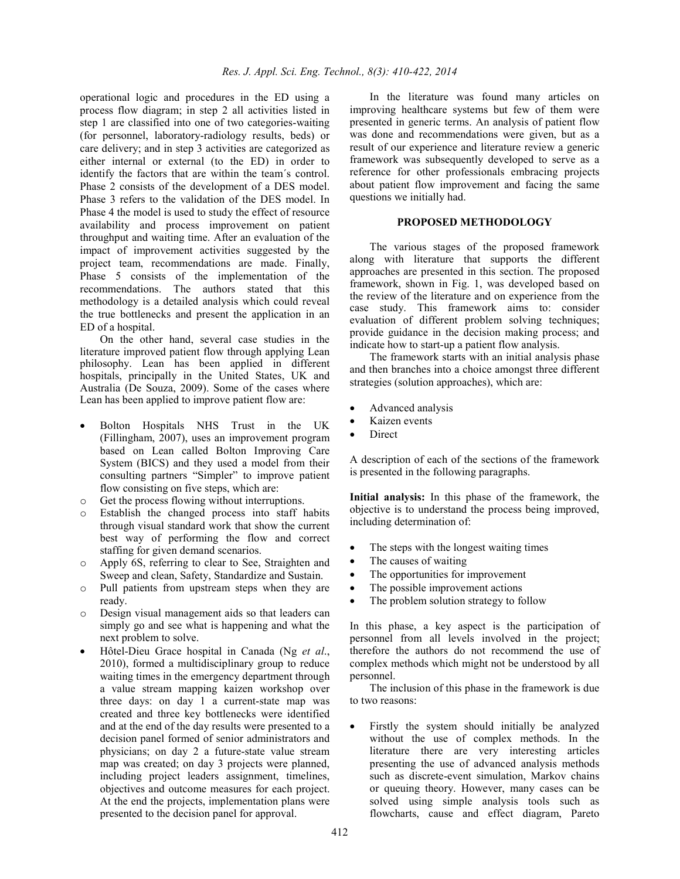operational logic and procedures in the ED using a process flow diagram; in step 2 all activities listed in step 1 are classified into one of two categories-waiting (for personnel, laboratory-radiology results, beds) or care delivery; and in step 3 activities are categorized as either internal or external (to the ED) in order to identify the factors that are within the team´s control. Phase 2 consists of the development of a DES model. Phase 3 refers to the validation of the DES model. In Phase 4 the model is used to study the effect of resource availability and process improvement on patient throughput and waiting time. After an evaluation of the impact of improvement activities suggested by the project team, recommendations are made. Finally, Phase 5 consists of the implementation of the recommendations. The authors stated that this methodology is a detailed analysis which could reveal the true bottlenecks and present the application in an ED of a hospital.

On the other hand, several case studies in the literature improved patient flow through applying Lean philosophy. Lean has been applied in different hospitals, principally in the United States, UK and Australia (De Souza, 2009). Some of the cases where Lean has been applied to improve patient flow are:

- Bolton Hospitals NHS Trust in the UK (Fillingham, 2007), uses an improvement program based on Lean called Bolton Improving Care System (BICS) and they used a model from their consulting partners "Simpler" to improve patient flow consisting on five steps, which are:
  - Get the process flowing without interruptions.
  - Establish the changed process into staff habits through visual standard work that show the current best way of performing the flow and correct staffing for given demand scenarios.
  - Apply 6S, referring to clear to See, Straighten and Sweep and clean, Safety, Standardize and Sustain.
  - Pull patients from upstream steps when they are ready.
  - Design visual management aids so that leaders can simply go and see what is happening and what the next problem to solve.
- Hôtel-Dieu Grace hospital in Canada (Ng *et al*., 2010), formed a multidisciplinary group to reduce waiting times in the emergency department through a value stream mapping kaizen workshop over three days: on day 1 a current-state map was created and three key bottlenecks were identified and at the end of the day results were presented to a decision panel formed of senior administrators and physicians; on day 2 a future-state value stream map was created; on day 3 projects were planned, including project leaders assignment, timelines, objectives and outcome measures for each project. At the end the projects, implementation plans were presented to the decision panel for approval.

In the literature was found many articles on improving healthcare systems but few of them were presented in generic terms. An analysis of patient flow was done and recommendations were given, but as a result of our experience and literature review a generic framework was subsequently developed to serve as a reference for other professionals embracing projects about patient flow improvement and facing the same questions we initially had.

## PROPOSED METHODOLOGY

The various stages of the proposed framework along with literature that supports the different approaches are presented in this section. The proposed framework, shown in Fig. 1, was developed based on the review of the literature and on experience from the case study. This framework aims to: consider evaluation of different problem solving techniques; provide guidance in the decision making process; and indicate how to start-up a patient flow analysis.

The framework starts with an initial analysis phase and then branches into a choice amongst three different strategies (solution approaches), which are:

- Advanced analysis
- Kaizen events
- Direct

A description of each of the sections of the framework is presented in the following paragraphs.

**Initial analysis:** In this phase of the framework, the objective is to understand the process being improved, including determination of:

- The steps with the longest waiting times
- The causes of waiting
- The opportunities for improvement
- The possible improvement actions
- The problem solution strategy to follow

In this phase, a key aspect is the participation of personnel from all levels involved in the project; therefore the authors do not recommend the use of complex methods which might not be understood by all personnel.

The inclusion of this phase in the framework is due to two reasons:

- Firstly the system should initially be analyzed without the use of complex methods. In the literature there are very interesting articles presenting the use of advanced analysis methods such as discrete-event simulation, Markov chains or queuing theory. However, many cases can be solved using simple analysis tools such as flowcharts, cause and effect diagram, Pareto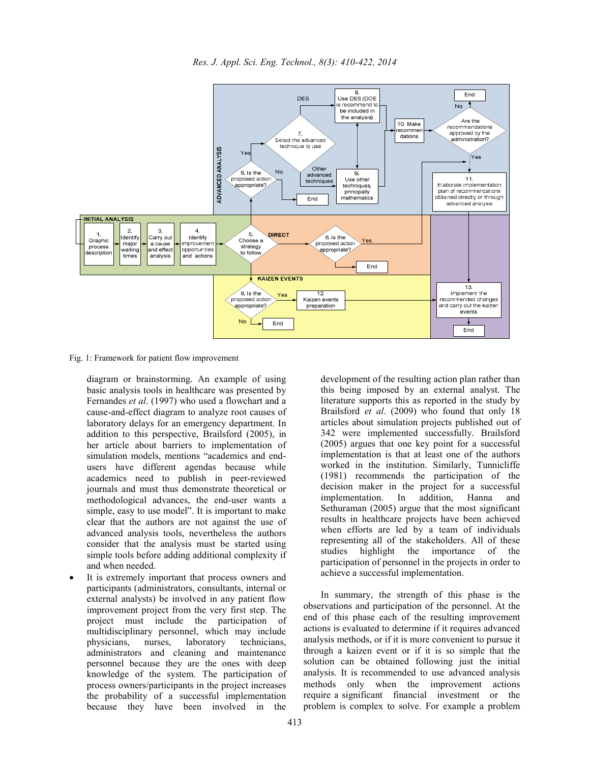Fig. 1: Framework for patient flow improvement

diagram or brainstorming. An example of using basic analysis tools in healthcare was presented by Fernandes *et al*. (1997) who used a flowchart and a cause-and-effect diagram to analyze root causes of laboratory delays for an emergency department. In addition to this perspective, Brailsford (2005), in her article about barriers to implementation of simulation models, mentions "academics and end-users have different agendas because while academics need to publish in peer-reviewed journals and must thus demonstrate theoretical or methodological advances, the end-user wants a simple, easy to use model". It is important to make clear that the authors are not against the use of advanced analysis tools, nevertheless the authors consider that the analysis must be started using simple tools before adding additional complexity if and when needed.

- It is extremely important that process owners and participants (administrators, consultants, internal or external analysts) be involved in any patient flow improvement project from the very first step. The project must include the participation of multidisciplinary personnel, which may include physicians, nurses, laboratory technicians, administrators and cleaning and maintenance personnel because they are the ones with deep knowledge of the system. The participation of process owners/participants in the project increases the probability of a successful implementation because they have been involved in the development of the resulting action plan rather than this being imposed by an external analyst. The literature supports this as reported in the study by Brailsford *et al*. (2009) who found that only 18 articles about simulation projects published out of 342 were implemented successfully. Brailsford (2005) argues that one key point for a successful implementation is that at least one of the authors worked in the institution. Similarly, Tunnicliffe (1981) recommends the participation of the decision maker in the project for a successful implementation. In addition, Hanna and Sethuraman (2005) argue that the most significant results in healthcare projects have been achieved when efforts are led by a team of individuals representing all of the stakeholders. All of these studies highlight the importance of the participation of personnel in the projects in order to achieve a successful implementation.

In summary, the strength of this phase is the observations and participation of the personnel. At the end of this phase each of the resulting improvement actions is evaluated to determine if it requires advanced analysis methods, or if it is more convenient to pursue it through a kaizen event or if it is so simple that the solution can be obtained following just the initial analysis. It is recommended to use advanced analysis methods only when the improvement actions require a significant financial investment or the problem is complex to solve. For example a problem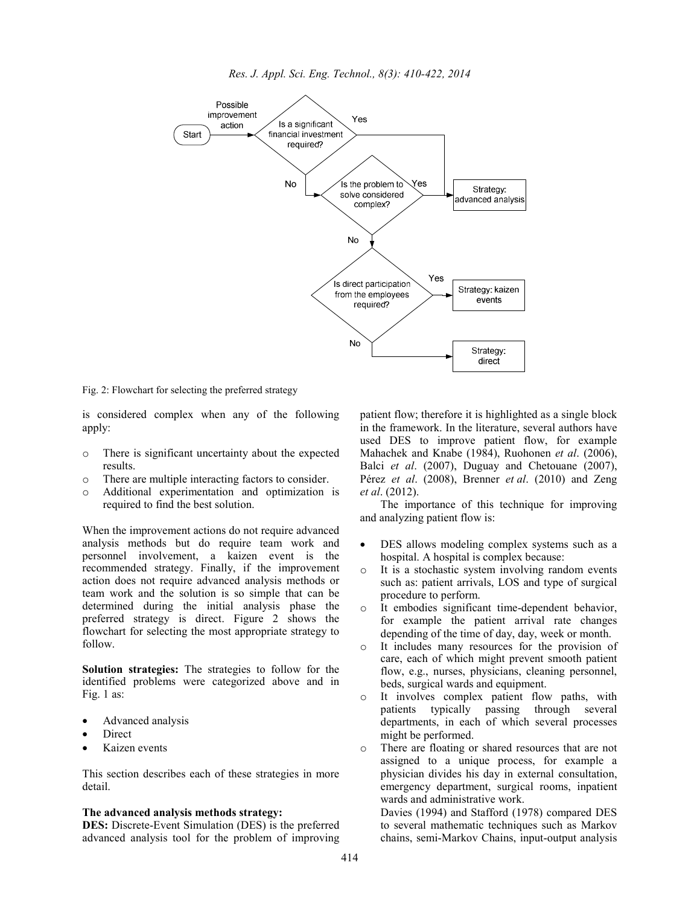Fig. 2: Flowchart for selecting the preferred strategy

is considered complex when any of the following apply:

- There is significant uncertainty about the expected results.
- There are multiple interacting factors to consider.
- Additional experimentation and optimization is required to find the best solution.

When the improvement actions do not require advanced analysis methods but do require team work and personnel involvement, a kaizen event is the recommended strategy. Finally, if the improvement action does not require advanced analysis methods or team work and the solution is so simple that can be determined during the initial analysis phase the preferred strategy is direct. Figure 2 shows the flowchart for selecting the most appropriate strategy to follow.

**Solution strategies:** The strategies to follow for the identified problems were categorized above and in Fig. 1 as:

- Advanced analysis
- Direct
- Kaizen events

This section describes each of these strategies in more detail.

**The advanced analysis methods strategy:**

**DES:** Discrete-Event Simulation (DES) is the preferred advanced analysis tool for the problem of improving patient flow; therefore it is highlighted as a single block in the framework. In the literature, several authors have used DES to improve patient flow, for example Mahachek and Knabe (1984), Ruohonen *et al*. (2006), Balci *et al*. (2007), Duguay and Chetouane (2007), Pérez *et al*. (2008), Brenner *et al*. (2010) and Zeng *et al*. (2012).

The importance of this technique for improving and analyzing patient flow is:

- DES allows modeling complex systems such as a hospital. A hospital is complex because:
  - It is a stochastic system involving random events such as: patient arrivals, LOS and type of surgical procedure to perform.
  - It embodies significant time-dependent behavior, for example the patient arrival rate changes depending of the time of day, day, week or month.
  - It includes many resources for the provision of care, each of which might prevent smooth patient flow, e.g., nurses, physicians, cleaning personnel, beds, surgical wards and equipment.
  - It involves complex patient flow paths, with patients typically passing through several departments, in each of which several processes might be performed.
  - There are floating or shared resources that are not assigned to a unique process, for example a physician divides his day in external consultation, emergency department, surgical rooms, inpatient wards and administrative work.

  Davies (1994) and Stafford (1978) compared DES to several mathematic techniques such as Markov chains, semi-Markov Chains, input-output analysis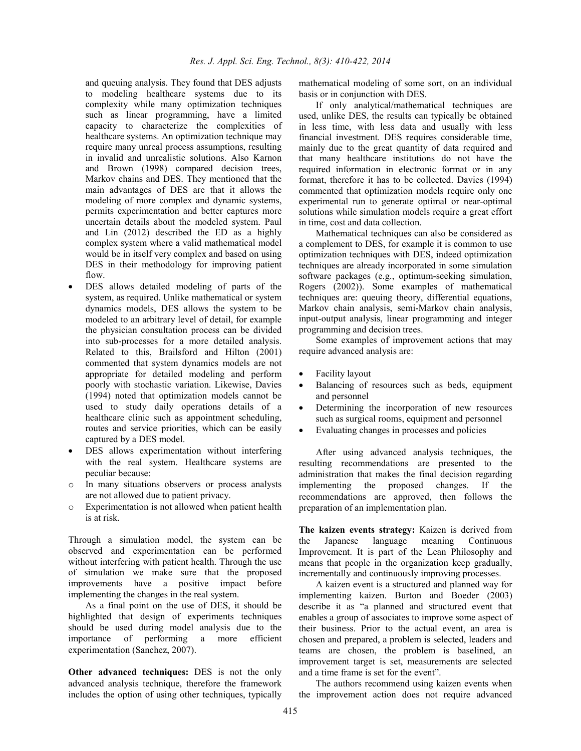and queuing analysis. They found that DES adjusts to modeling healthcare systems due to its complexity while many optimization techniques such as linear programming, have a limited capacity to characterize the complexities of healthcare systems. An optimization technique may require many unreal process assumptions, resulting in invalid and unrealistic solutions. Also Karnon and Brown (1998) compared decision trees, Markov chains and DES. They mentioned that the main advantages of DES are that it allows the modeling of more complex and dynamic systems, permits experimentation and better captures more uncertain details about the modeled system. Paul and Lin (2012) described the ED as a highly complex system where a valid mathematical model would be in itself very complex and based on using DES in their methodology for improving patient flow.

- DES allows detailed modeling of parts of the system, as required. Unlike mathematical or system dynamics models, DES allows the system to be modeled to an arbitrary level of detail, for example the physician consultation process can be divided into sub-processes for a more detailed analysis. Related to this, Brailsford and Hilton (2001) commented that system dynamics models are not appropriate for detailed modeling and perform poorly with stochastic variation. Likewise, Davies (1994) noted that optimization models cannot be used to study daily operations details of a healthcare clinic such as appointment scheduling, routes and service priorities, which can be easily captured by a DES model.
- DES allows experimentation without interfering with the real system. Healthcare systems are peculiar because:
  - In many situations observers or process analysts are not allowed due to patient privacy.
  - Experimentation is not allowed when patient health is at risk.

Through a simulation model, the system can be observed and experimentation can be performed without interfering with patient health. Through the use of simulation we make sure that the proposed improvements have a positive impact before implementing the changes in the real system.

As a final point on the use of DES, it should be highlighted that design of experiments techniques should be used during model analysis due to the importance of performing a more efficient experimentation (Sanchez, 2007).

**Other advanced techniques:** DES is not the only advanced analysis technique, therefore the framework includes the option of using other techniques, typically mathematical modeling of some sort, on an individual basis or in conjunction with DES.

If only analytical/mathematical techniques are used, unlike DES, the results can typically be obtained in less time, with less data and usually with less financial investment. DES requires considerable time, mainly due to the great quantity of data required and that many healthcare institutions do not have the required information in electronic format or in any format, therefore it has to be collected. Davies (1994) commented that optimization models require only one experimental run to generate optimal or near-optimal solutions while simulation models require a great effort in time, cost and data collection.

Mathematical techniques can also be considered as a complement to DES, for example it is common to use optimization techniques with DES, indeed optimization techniques are already incorporated in some simulation software packages (e.g., optimum-seeking simulation, Rogers (2002)). Some examples of mathematical techniques are: queuing theory, differential equations, Markov chain analysis, semi-Markov chain analysis, input-output analysis, linear programming and integer programming and decision trees.

Some examples of improvement actions that may require advanced analysis are:

- Facility layout
- Balancing of resources such as beds, equipment and personnel
- Determining the incorporation of new resources such as surgical rooms, equipment and personnel
- Evaluating changes in processes and policies

After using advanced analysis techniques, the resulting recommendations are presented to the administration that makes the final decision regarding implementing the proposed changes. If the recommendations are approved, then follows the preparation of an implementation plan.

**The kaizen events strategy:** Kaizen is derived from the Japanese language meaning Continuous Improvement. It is part of the Lean Philosophy and means that people in the organization keep gradually, incrementally and continuously improving processes.

A kaizen event is a structured and planned way for implementing kaizen. Burton and Boeder (2003) describe it as "a planned and structured event that enables a group of associates to improve some aspect of their business. Prior to the actual event, an area is chosen and prepared, a problem is selected, leaders and teams are chosen, the problem is baselined, an improvement target is set, measurements are selected and a time frame is set for the event".

The authors recommend using kaizen events when the improvement action does not require advanced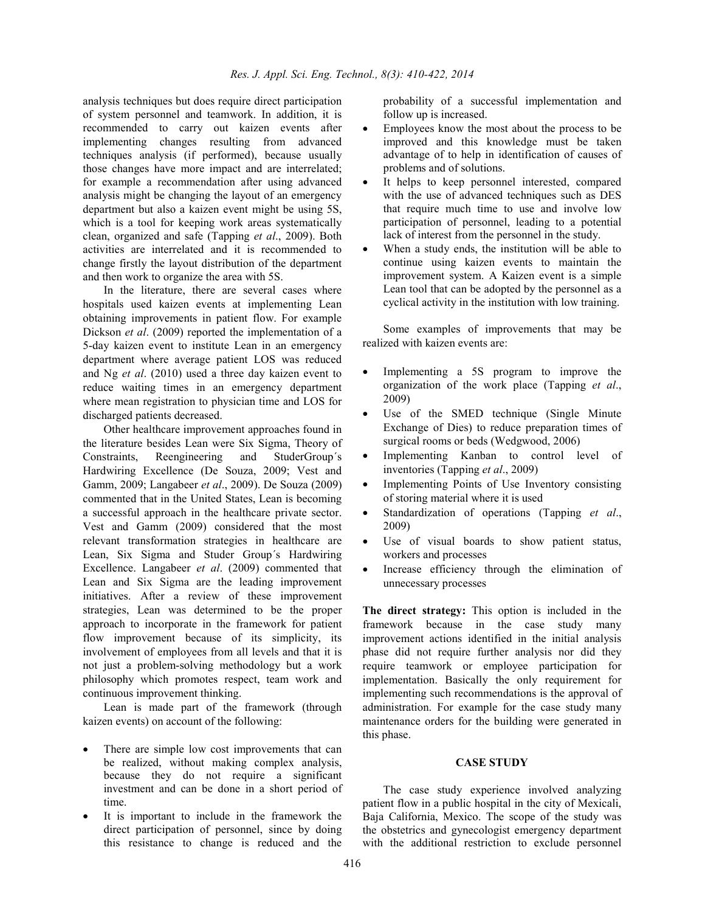analysis techniques but does require direct participation of system personnel and teamwork. In addition, it is recommended to carry out kaizen events after implementing changes resulting from advanced techniques analysis (if performed), because usually those changes have more impact and are interrelated; for example a recommendation after using advanced analysis might be changing the layout of an emergency department but also a kaizen event might be using 5S, which is a tool for keeping work areas systematically clean, organized and safe (Tapping *et al*., 2009). Both activities are interrelated and it is recommended to change firstly the layout distribution of the department and then work to organize the area with 5S.

In the literature, there are several cases where hospitals used kaizen events at implementing Lean obtaining improvements in patient flow. For example Dickson *et al*. (2009) reported the implementation of a 5-day kaizen event to institute Lean in an emergency department where average patient LOS was reduced and Ng *et al*. (2010) used a three day kaizen event to reduce waiting times in an emergency department where mean registration to physician time and LOS for discharged patients decreased.

Other healthcare improvement approaches found in the literature besides Lean were Six Sigma, Theory of Constraints, Reengineering and StuderGroup´s Hardwiring Excellence (De Souza, 2009; Vest and Gamm, 2009; Langabeer *et al*., 2009). De Souza (2009) commented that in the United States, Lean is becoming a successful approach in the healthcare private sector. Vest and Gamm (2009) considered that the most relevant transformation strategies in healthcare are Lean, Six Sigma and Studer Group´s Hardwiring Excellence. Langabeer *et al*. (2009) commented that Lean and Six Sigma are the leading improvement initiatives. After a review of these improvement strategies, Lean was determined to be the proper approach to incorporate in the framework for patient flow improvement because of its simplicity, its involvement of employees from all levels and that it is not just a problem-solving methodology but a work philosophy which promotes respect, team work and continuous improvement thinking.

Lean is made part of the framework (through kaizen events) on account of the following:

- There are simple low cost improvements that can be realized, without making complex analysis, because they do not require a significant investment and can be done in a short period of time.
- It is important to include in the framework the direct participation of personnel, since by doing this resistance to change is reduced and the probability of a successful implementation and follow up is increased.
- Employees know the most about the process to be improved and this knowledge must be taken advantage of to help in identification of causes of problems and of solutions.
- It helps to keep personnel interested, compared with the use of advanced techniques such as DES that require much time to use and involve low participation of personnel, leading to a potential lack of interest from the personnel in the study.
- When a study ends, the institution will be able to continue using kaizen events to maintain the improvement system. A Kaizen event is a simple Lean tool that can be adopted by the personnel as a cyclical activity in the institution with low training.

Some examples of improvements that may be realized with kaizen events are:

- Implementing a 5S program to improve the organization of the work place (Tapping *et al*., 2009)
- Use of the SMED technique (Single Minute Exchange of Dies) to reduce preparation times of surgical rooms or beds (Wedgwood, 2006)
- Implementing Kanban to control level of inventories (Tapping *et al*., 2009)
- Implementing Points of Use Inventory consisting of storing material where it is used
- Standardization of operations (Tapping *et al*., 2009)
- Use of visual boards to show patient status, workers and processes
- Increase efficiency through the elimination of unnecessary processes

**The direct strategy:** This option is included in the framework because in the case study many improvement actions identified in the initial analysis phase did not require further analysis nor did they require teamwork or employee participation for implementation. Basically the only requirement for implementing such recommendations is the approval of administration. For example for the case study many maintenance orders for the building were generated in this phase.

## CASE STUDY

The case study experience involved analyzing patient flow in a public hospital in the city of Mexicali, Baja California, Mexico. The scope of the study was the obstetrics and gynecologist emergency department with the additional restriction to exclude personnel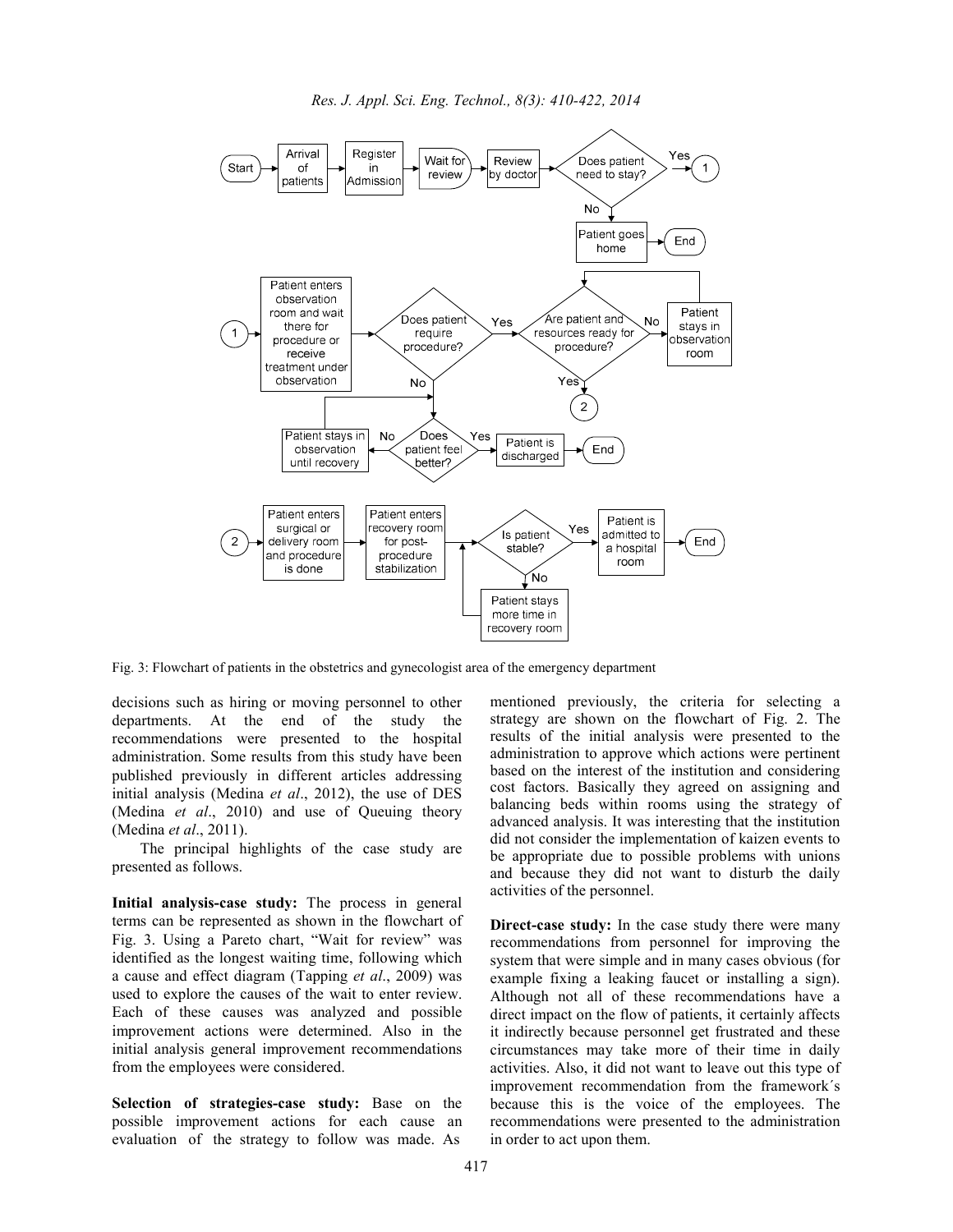Fig. 3: Flowchart of patients in the obstetrics and gynecologist area of the emergency department

decisions such as hiring or moving personnel to other departments. At the end of the study the recommendations were presented to the hospital administration. Some results from this study have been published previously in different articles addressing initial analysis (Medina *et al*., 2012), the use of DES (Medina *et al*., 2010) and use of Queuing theory (Medina *et al*., 2011).

The principal highlights of the case study are presented as follows.

**Initial analysis-case study:** The process in general terms can be represented as shown in the flowchart of Fig. 3. Using a Pareto chart, "Wait for review" was identified as the longest waiting time, following which a cause and effect diagram (Tapping *et al*., 2009) was used to explore the causes of the wait to enter review. Each of these causes was analyzed and possible improvement actions were determined. Also in the initial analysis general improvement recommendations from the employees were considered.

**Selection of strategies-case study:** Base on the possible improvement actions for each cause an evaluation of the strategy to follow was made. As mentioned previously, the criteria for selecting a strategy are shown on the flowchart of Fig. 2. The results of the initial analysis were presented to the administration to approve which actions were pertinent based on the interest of the institution and considering cost factors. Basically they agreed on assigning and balancing beds within rooms using the strategy of advanced analysis. It was interesting that the institution did not consider the implementation of kaizen events to be appropriate due to possible problems with unions and because they did not want to disturb the daily activities of the personnel.

**Direct-case study:** In the case study there were many recommendations from personnel for improving the system that were simple and in many cases obvious (for example fixing a leaking faucet or installing a sign). Although not all of these recommendations have a direct impact on the flow of patients, it certainly affects it indirectly because personnel get frustrated and these circumstances may take more of their time in daily activities. Also, it did not want to leave out this type of improvement recommendation from the framework´s because this is the voice of the employees. The recommendations were presented to the administration in order to act upon them.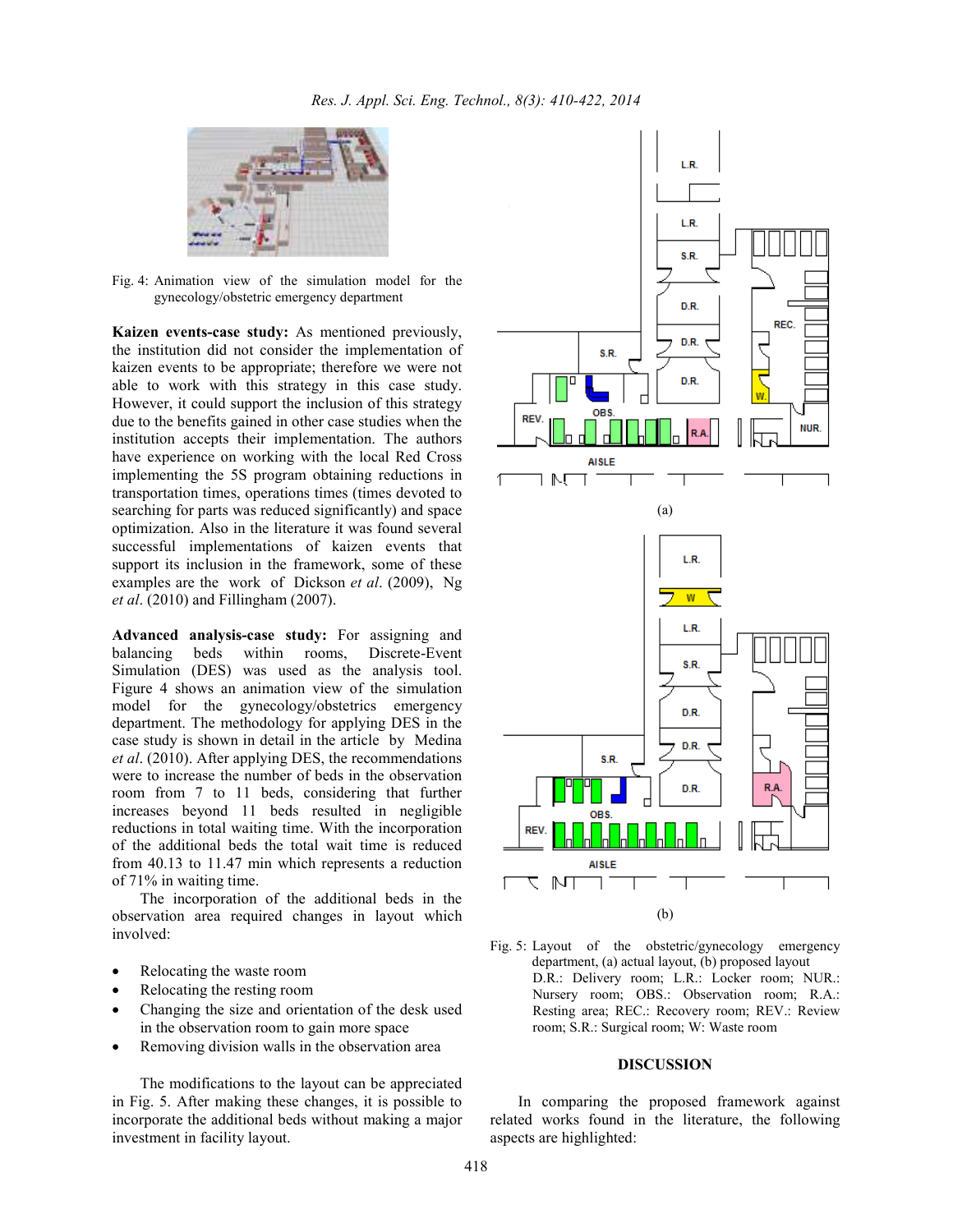Fig. 4: Animation view of the simulation model for the gynecology/obstetric emergency department

**Kaizen events-case study:** As mentioned previously, the institution did not consider the implementation of kaizen events to be appropriate; therefore we were not able to work with this strategy in this case study. However, it could support the inclusion of this strategy due to the benefits gained in other case studies when the institution accepts their implementation. The authors have experience on working with the local Red Cross implementing the 5S program obtaining reductions in transportation times, operations times (times devoted to searching for parts was reduced significantly) and space optimization. Also in the literature it was found several successful implementations of kaizen events that support its inclusion in the framework, some of these examples are the work of Dickson *et al*. (2009), Ng *et al*. (2010) and Fillingham (2007).

**Advanced analysis-case study:** For assigning and balancing beds within rooms, Discrete-Event Simulation (DES) was used as the analysis tool. Figure 4 shows an animation view of the simulation model for the gynecology/obstetrics emergency department. The methodology for applying DES in the case study is shown in detail in the article by Medina *et al*. (2010). After applying DES, the recommendations were to increase the number of beds in the observation room from 7 to 11 beds, considering that further increases beyond 11 beds resulted in negligible reductions in total waiting time. With the incorporation of the additional beds the total wait time is reduced from 40.13 to 11.47 min which represents a reduction of 71% in waiting time.

The incorporation of the additional beds in the observation area required changes in layout which involved:

- Relocating the waste room
- Relocating the resting room
- Changing the size and orientation of the desk used in the observation room to gain more space
- Removing division walls in the observation area

The modifications to the layout can be appreciated in Fig. 5. After making these changes, it is possible to incorporate the additional beds without making a major investment in facility layout.

Fig. 5: Layout of the obstetric/gynecology emergency department, (a) actual layout, (b) proposed layout D.R.: Delivery room; L.R.: Locker room; NUR.: Nursery room; OBS.: Observation room; R.A.: Resting area; REC.: Recovery room; REV.: Review room; S.R.: Surgical room; W: Waste room

## DISCUSSION

In comparing the proposed framework against related works found in the literature, the following aspects are highlighted: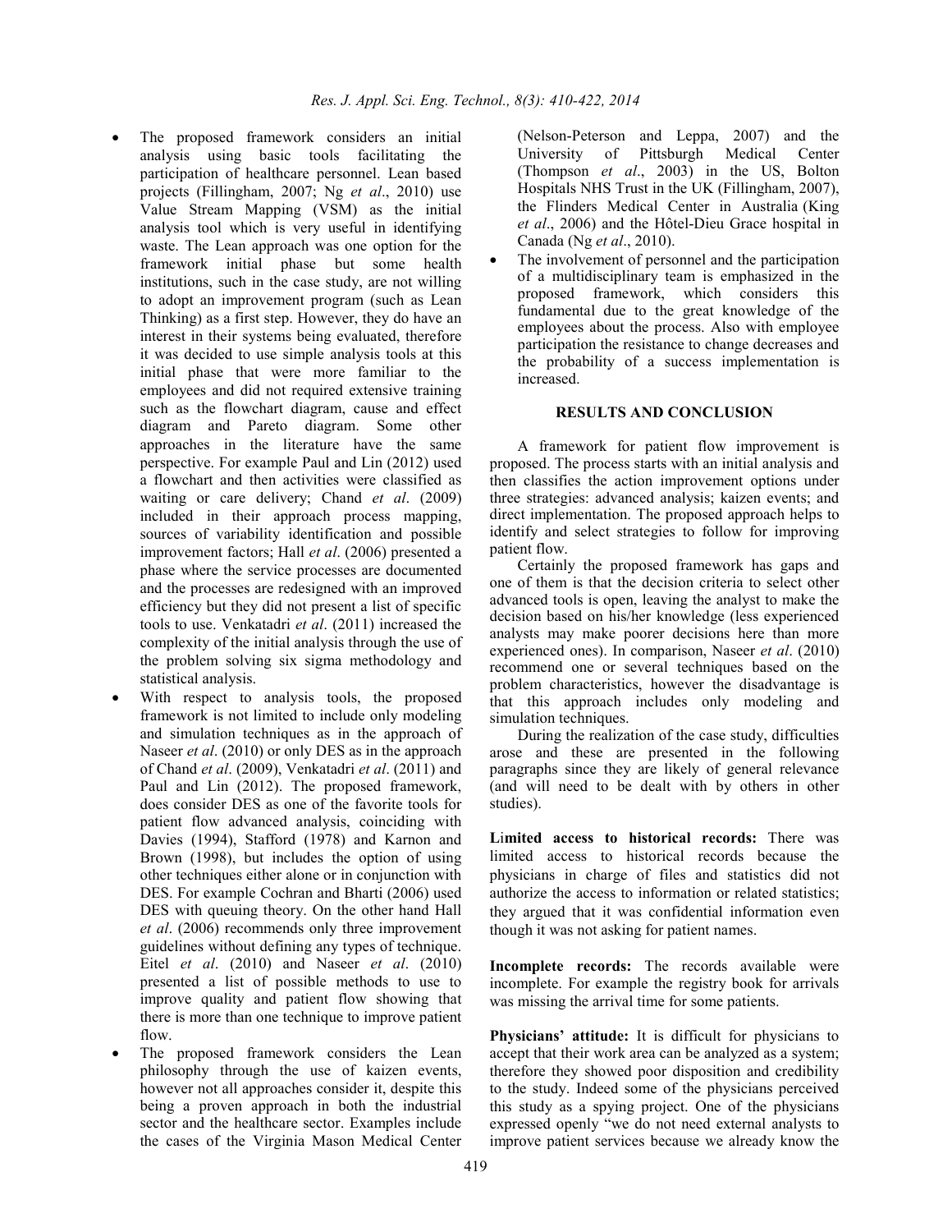- The proposed framework considers an initial analysis using basic tools facilitating the participation of healthcare personnel. Lean based projects (Fillingham, 2007; Ng *et al*., 2010) use Value Stream Mapping (VSM) as the initial analysis tool which is very useful in identifying waste. The Lean approach was one option for the framework initial phase but some health institutions, such in the case study, are not willing to adopt an improvement program (such as Lean Thinking) as a first step. However, they do have an interest in their systems being evaluated, therefore it was decided to use simple analysis tools at this initial phase that were more familiar to the employees and did not required extensive training such as the flowchart diagram, cause and effect diagram and Pareto diagram. Some other approaches in the literature have the same perspective. For example Paul and Lin (2012) used a flowchart and then activities were classified as waiting or care delivery; Chand *et al*. (2009) included in their approach process mapping, sources of variability identification and possible improvement factors; Hall *et al*. (2006) presented a phase where the service processes are documented and the processes are redesigned with an improved efficiency but they did not present a list of specific tools to use. Venkatadri *et al*. (2011) increased the complexity of the initial analysis through the use of the problem solving six sigma methodology and statistical analysis.
- With respect to analysis tools, the proposed framework is not limited to include only modeling and simulation techniques as in the approach of Naseer *et al*. (2010) or only DES as in the approach of Chand *et al*. (2009), Venkatadri *et al*. (2011) and Paul and Lin (2012). The proposed framework, does consider DES as one of the favorite tools for patient flow advanced analysis, coinciding with Davies (1994), Stafford (1978) and Karnon and Brown (1998), but includes the option of using other techniques either alone or in conjunction with DES. For example Cochran and Bharti (2006) used DES with queuing theory. On the other hand Hall *et al*. (2006) recommends only three improvement guidelines without defining any types of technique. Eitel *et al*. (2010) and Naseer *et al*. (2010) presented a list of possible methods to use to improve quality and patient flow showing that there is more than one technique to improve patient flow.
- The proposed framework considers the Lean philosophy through the use of kaizen events, however not all approaches consider it, despite this being a proven approach in both the industrial sector and the healthcare sector. Examples include the cases of the Virginia Mason Medical Center (Nelson-Peterson and Leppa, 2007) and the University of Pittsburgh Medical Center (Thompson *et al*., 2003) in the US, Bolton Hospitals NHS Trust in the UK (Fillingham, 2007), the Flinders Medical Center in Australia (King *et al*., 2006) and the Hôtel-Dieu Grace hospital in Canada (Ng *et al*., 2010).
- The involvement of personnel and the participation of a multidisciplinary team is emphasized in the proposed framework, which considers this fundamental due to the great knowledge of the employees about the process. Also with employee participation the resistance to change decreases and the probability of a success implementation is increased.

## RESULTS AND CONCLUSION

A framework for patient flow improvement is proposed. The process starts with an initial analysis and then classifies the action improvement options under three strategies: advanced analysis; kaizen events; and direct implementation. The proposed approach helps to identify and select strategies to follow for improving patient flow.

Certainly the proposed framework has gaps and one of them is that the decision criteria to select other advanced tools is open, leaving the analyst to make the decision based on his/her knowledge (less experienced analysts may make poorer decisions here than more experienced ones). In comparison, Naseer *et al*. (2010) recommend one or several techniques based on the problem characteristics, however the disadvantage is that this approach includes only modeling and simulation techniques.

During the realization of the case study, difficulties arose and these are presented in the following paragraphs since they are likely of general relevance (and will need to be dealt with by others in other studies).

**Limited access to historical records:** There was limited access to historical records because the physicians in charge of files and statistics did not authorize the access to information or related statistics; they argued that it was confidential information even though it was not asking for patient names.

**Incomplete records:** The records available were incomplete. For example the registry book for arrivals was missing the arrival time for some patients.

**Physicians' attitude:** It is difficult for physicians to accept that their work area can be analyzed as a system; therefore they showed poor disposition and credibility to the study. Indeed some of the physicians perceived this study as a spying project. One of the physicians expressed openly "we do not need external analysts to improve patient services because we already know the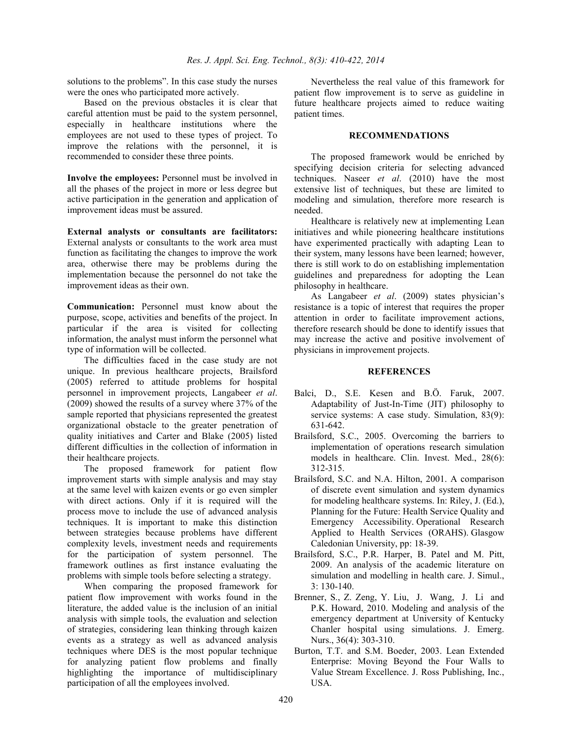solutions to the problems". In this case study the nurses were the ones who participated more actively.

Based on the previous obstacles it is clear that careful attention must be paid to the system personnel, especially in healthcare institutions where the employees are not used to these types of project. To improve the relations with the personnel, it is recommended to consider these three points.

**Involve the employees:** Personnel must be involved in all the phases of the project in more or less degree but active participation in the generation and application of improvement ideas must be assured.

**External analysts or consultants are facilitators:** External analysts or consultants to the work area must function as facilitating the changes to improve the work area, otherwise there may be problems during the implementation because the personnel do not take the improvement ideas as their own.

**Communication:** Personnel must know about the purpose, scope, activities and benefits of the project. In particular if the area is visited for collecting information, the analyst must inform the personnel what type of information will be collected.

The difficulties faced in the case study are not unique. In previous healthcare projects, Brailsford (2005) referred to attitude problems for hospital personnel in improvement projects, Langabeer *et al*. (2009) showed the results of a survey where 37% of the sample reported that physicians represented the greatest organizational obstacle to the greater penetration of quality initiatives and Carter and Blake (2005) listed different difficulties in the collection of information in their healthcare projects.

The proposed framework for patient flow improvement starts with simple analysis and may stay at the same level with kaizen events or go even simpler with direct actions. Only if it is required will the process move to include the use of advanced analysis techniques. It is important to make this distinction between strategies because problems have different complexity levels, investment needs and requirements for the participation of system personnel. The framework outlines as first instance evaluating the problems with simple tools before selecting a strategy.

When comparing the proposed framework for patient flow improvement with works found in the literature, the added value is the inclusion of an initial analysis with simple tools, the evaluation and selection of strategies, considering lean thinking through kaizen events as a strategy as well as advanced analysis techniques where DES is the most popular technique for analyzing patient flow problems and finally highlighting the importance of multidisciplinary participation of all the employees involved.

Nevertheless the real value of this framework for patient flow improvement is to serve as guideline in future healthcare projects aimed to reduce waiting patient times.

## RECOMMENDATIONS

The proposed framework would be enriched by specifying decision criteria for selecting advanced techniques. Naseer *et al*. (2010) have the most extensive list of techniques, but these are limited to modeling and simulation, therefore more research is needed.

Healthcare is relatively new at implementing Lean initiatives and while pioneering healthcare institutions have experimented practically with adapting Lean to their system, many lessons have been learned; however, there is still work to do on establishing implementation guidelines and preparedness for adopting the Lean philosophy in healthcare.

As Langabeer *et al*. (2009) states physician's resistance is a topic of interest that requires the proper attention in order to facilitate improvement actions, therefore research should be done to identify issues that may increase the active and positive involvement of physicians in improvement projects.

## REFERENCES

Balci, D., S.E. Kesen and B.Ö. Faruk, 2007. Adaptability of Just-In-Time (JIT) philosophy to service systems: A case study. Simulation, 83(9): 631-642.

Brailsford, S.C., 2005. Overcoming the barriers to implementation of operations research simulation models in healthcare. Clin. Invest. Med., 28(6): 312-315.

Brailsford, S.C. and N.A. Hilton, 2001. A comparison of discrete event simulation and system dynamics for modeling healthcare systems. In: Riley, J. (Ed.), Planning for the Future: Health Service Quality and Emergency Accessibility. Operational Research Applied to Health Services (ORAHS). Glasgow Caledonian University, pp: 18-39.

Brailsford, S.C., P.R. Harper, B. Patel and M. Pitt, 2009. An analysis of the academic literature on simulation and modelling in health care. J. Simul., 3: 130-140.

Brenner, S., Z. Zeng, Y. Liu, J. Wang, J. Li and P.K. Howard, 2010. Modeling and analysis of the emergency department at University of Kentucky Chanler hospital using simulations. J. Emerg. Nurs., 36(4): 303-310.

Burton, T.T. and S.M. Boeder, 2003. Lean Extended Enterprise: Moving Beyond the Four Walls to Value Stream Excellence. J. Ross Publishing, Inc., USA.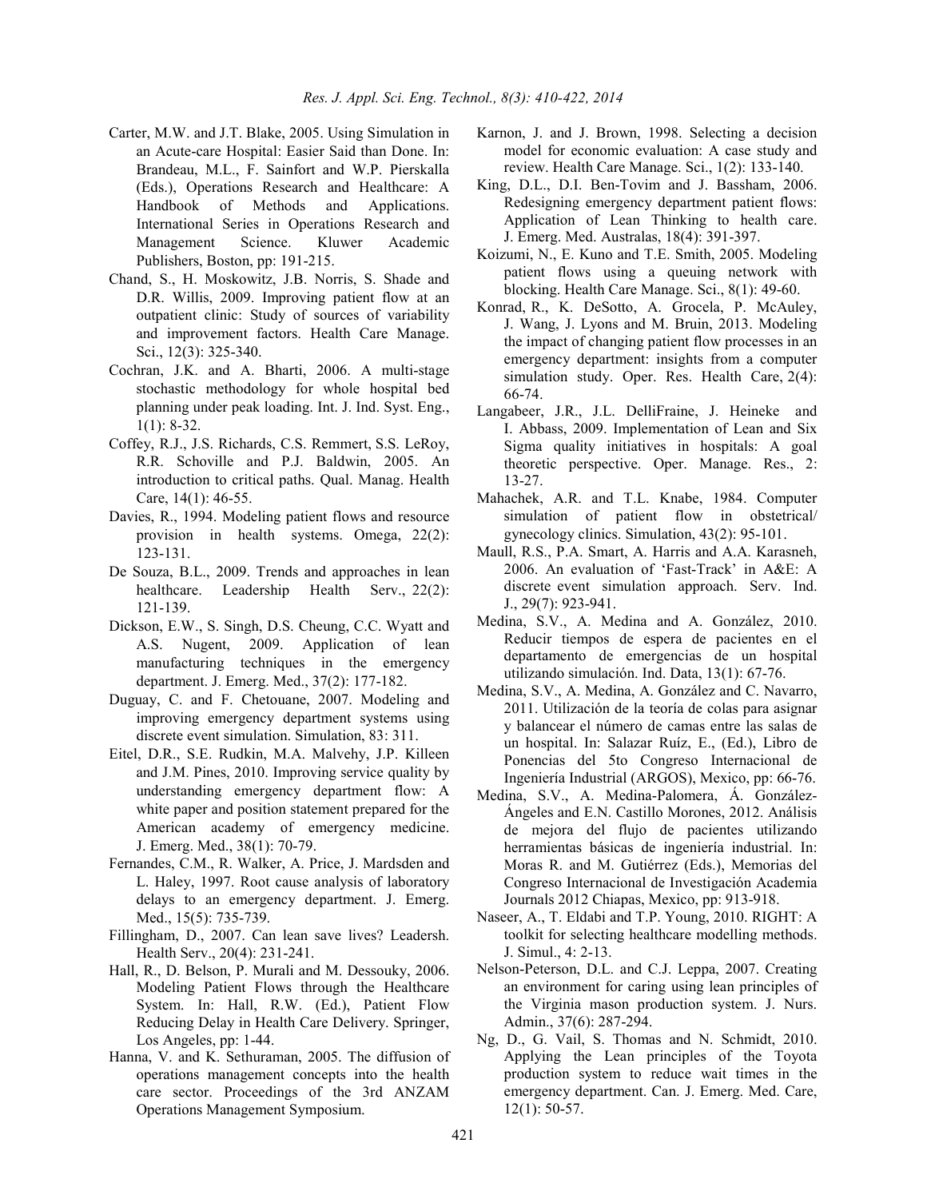Carter, M.W. and J.T. Blake, 2005. Using Simulation in an Acute-care Hospital: Easier Said than Done. In: Brandeau, M.L., F. Sainfort and W.P. Pierskalla (Eds.), Operations Research and Healthcare: A Handbook of Methods and Applications. International Series in Operations Research and Management Science. Kluwer Academic Publishers, Boston, pp: 191-215.

Chand, S., H. Moskowitz, J.B. Norris, S. Shade and D.R. Willis, 2009. Improving patient flow at an outpatient clinic: Study of sources of variability and improvement factors. Health Care Manage. Sci., 12(3): 325-340.

Cochran, J.K. and A. Bharti, 2006. A multi-stage stochastic methodology for whole hospital bed planning under peak loading. Int. J. Ind. Syst. Eng., 1(1): 8-32.

Coffey, R.J., J.S. Richards, C.S. Remmert, S.S. LeRoy, R.R. Schoville and P.J. Baldwin, 2005. An introduction to critical paths. Qual. Manag. Health Care, 14(1): 46-55.

Davies, R., 1994. Modeling patient flows and resource provision in health systems. Omega, 22(2): 123-131.

De Souza, B.L., 2009. Trends and approaches in lean healthcare. Leadership Health Serv., 22(2): 121-139.

Dickson, E.W., S. Singh, D.S. Cheung, C.C. Wyatt and A.S. Nugent, 2009. Application of lean manufacturing techniques in the emergency department. J. Emerg. Med., 37(2): 177-182.

Duguay, C. and F. Chetouane, 2007. Modeling and improving emergency department systems using discrete event simulation. Simulation, 83: 311.

Eitel, D.R., S.E. Rudkin, M.A. Malvehy, J.P. Killeen and J.M. Pines, 2010. Improving service quality by understanding emergency department flow: A white paper and position statement prepared for the American academy of emergency medicine. J. Emerg. Med., 38(1): 70-79.

Fernandes, C.M., R. Walker, A. Price, J. Mardsden and L. Haley, 1997. Root cause analysis of laboratory delays to an emergency department. J. Emerg. Med., 15(5): 735-739.

Fillingham, D., 2007. Can lean save lives? Leadersh. Health Serv., 20(4): 231-241.

Hall, R., D. Belson, P. Murali and M. Dessouky, 2006. Modeling Patient Flows through the Healthcare System. In: Hall, R.W. (Ed.), Patient Flow Reducing Delay in Health Care Delivery. Springer, Los Angeles, pp: 1-44.

Hanna, V. and K. Sethuraman, 2005. The diffusion of operations management concepts into the health care sector. Proceedings of the 3rd ANZAM Operations Management Symposium.

Karnon, J. and J. Brown, 1998. Selecting a decision model for economic evaluation: A case study and review. Health Care Manage. Sci., 1(2): 133-140.

King, D.L., D.I. Ben-Tovim and J. Bassham, 2006. Redesigning emergency department patient flows: Application of Lean Thinking to health care. J. Emerg. Med. Australas, 18(4): 391-397.

Koizumi, N., E. Kuno and T.E. Smith, 2005. Modeling patient flows using a queuing network with blocking. Health Care Manage. Sci., 8(1): 49-60.

Konrad, R., K. DeSotto, A. Grocela, P. McAuley, J. Wang, J. Lyons and M. Bruin, 2013. Modeling the impact of changing patient flow processes in an emergency department: insights from a computer simulation study. Oper. Res. Health Care, 2(4): 66-74.

Langabeer, J.R., J.L. DelliFraine, J. Heineke and I. Abbass, 2009. Implementation of Lean and Six Sigma quality initiatives in hospitals: A goal theoretic perspective. Oper. Manage. Res., 2: 13-27.

Mahachek, A.R. and T.L. Knabe, 1984. Computer simulation of patient flow in obstetrical/ gynecology clinics. Simulation, 43(2): 95-101.

Maull, R.S., P.A. Smart, A. Harris and A.A. Karasneh, 2006. An evaluation of 'Fast-Track' in A&E: A discrete event simulation approach. Serv. Ind. J., 29(7): 923-941.

Medina, S.V., A. Medina and A. González, 2010. Reducir tiempos de espera de pacientes en el departamento de emergencias de un hospital utilizando simulación. Ind. Data, 13(1): 67-76.

Medina, S.V., A. Medina, A. González and C. Navarro, 2011. Utilización de la teoría de colas para asignar y balancear el número de camas entre las salas de un hospital. In: Salazar Ruíz, E., (Ed.), Libro de Ponencias del 5to Congreso Internacional de Ingeniería Industrial (ARGOS), Mexico, pp: 66-76.

Medina, S.V., A. Medina-Palomera, Á. González-Ángeles and E.N. Castillo Morones, 2012. Análisis de mejora del flujo de pacientes utilizando herramientas básicas de ingeniería industrial. In: Moras R. and M. Gutiérrez (Eds.), Memorias del Congreso Internacional de Investigación Academia Journals 2012 Chiapas, Mexico, pp: 913-918.

Naseer, A., T. Eldabi and T.P. Young, 2010. RIGHT: A toolkit for selecting healthcare modelling methods. J. Simul., 4: 2-13.

Nelson-Peterson, D.L. and C.J. Leppa, 2007. Creating an environment for caring using lean principles of the Virginia mason production system. J. Nurs. Admin., 37(6): 287-294.

Ng, D., G. Vail, S. Thomas and N. Schmidt, 2010. Applying the Lean principles of the Toyota production system to reduce wait times in the emergency department. Can. J. Emerg. Med. Care, 12(1): 50-57.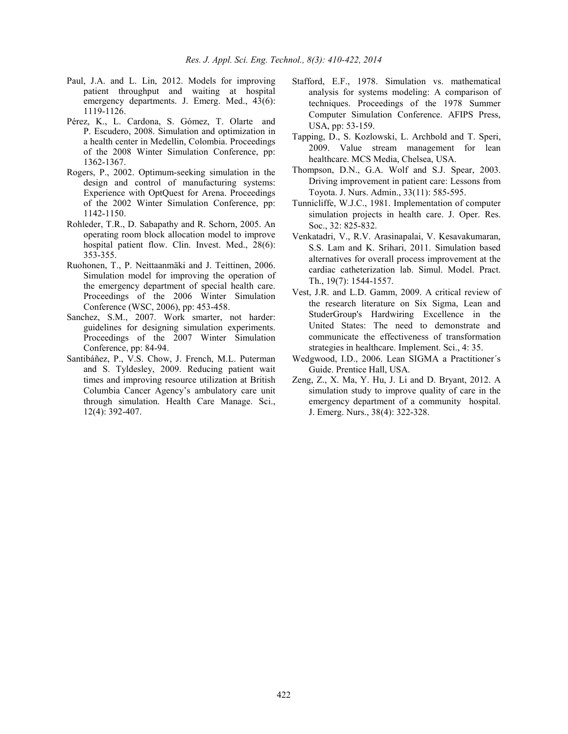Paul, J.A. and L. Lin, 2012. Models for improving patient throughput and waiting at hospital emergency departments. J. Emerg. Med., 43(6): 1119-1126.

Pérez, K., L. Cardona, S. Gómez, T. Olarte and P. Escudero, 2008. Simulation and optimization in a health center in Medellin, Colombia. Proceedings of the 2008 Winter Simulation Conference, pp: 1362-1367.

Rogers, P., 2002. Optimum-seeking simulation in the design and control of manufacturing systems: Experience with OptQuest for Arena. Proceedings of the 2002 Winter Simulation Conference, pp: 1142-1150.

Rohleder, T.R., D. Sabapathy and R. Schorn, 2005. An operating room block allocation model to improve hospital patient flow. Clin. Invest. Med., 28(6): 353-355.

Ruohonen, T., P. Neittaanmäki and J. Teittinen, 2006. Simulation model for improving the operation of the emergency department of special health care. Proceedings of the 2006 Winter Simulation Conference (WSC, 2006), pp: 453-458.

Sanchez, S.M., 2007. Work smarter, not harder: guidelines for designing simulation experiments. Proceedings of the 2007 Winter Simulation Conference, pp: 84-94.

Santibáñez, P., V.S. Chow, J. French, M.L. Puterman and S. Tyldesley, 2009. Reducing patient wait times and improving resource utilization at British Columbia Cancer Agency's ambulatory care unit through simulation. Health Care Manage. Sci., 12(4): 392-407.

Stafford, E.F., 1978. Simulation vs. mathematical analysis for systems modeling: A comparison of techniques. Proceedings of the 1978 Summer Computer Simulation Conference. AFIPS Press, USA, pp: 53-159.

Tapping, D., S. Kozlowski, L. Archbold and T. Speri, 2009. Value stream management for lean healthcare. MCS Media, Chelsea, USA.

Thompson, D.N., G.A. Wolf and S.J. Spear, 2003. Driving improvement in patient care: Lessons from Toyota. J. Nurs. Admin., 33(11): 585-595.

Tunnicliffe, W.J.C., 1981. Implementation of computer simulation projects in health care. J. Oper. Res. Soc., 32: 825-832.

Venkatadri, V., R.V. Arasinapalai, V. Kesavakumaran, S.S. Lam and K. Srihari, 2011. Simulation based alternatives for overall process improvement at the cardiac catheterization lab. Simul. Model. Pract. Th., 19(7): 1544-1557.

Vest, J.R. and L.D. Gamm, 2009. A critical review of the research literature on Six Sigma, Lean and StuderGroup's Hardwiring Excellence in the United States: The need to demonstrate and communicate the effectiveness of transformation strategies in healthcare. Implement. Sci., 4: 35.

Wedgwood, I.D., 2006. Lean SIGMA a Practitioner´s Guide. Prentice Hall, USA.

Zeng, Z., X. Ma, Y. Hu, J. Li and D. Bryant, 2012. A simulation study to improve quality of care in the emergency department of a community hospital. J. Emerg. Nurs., 38(4): 322-328.